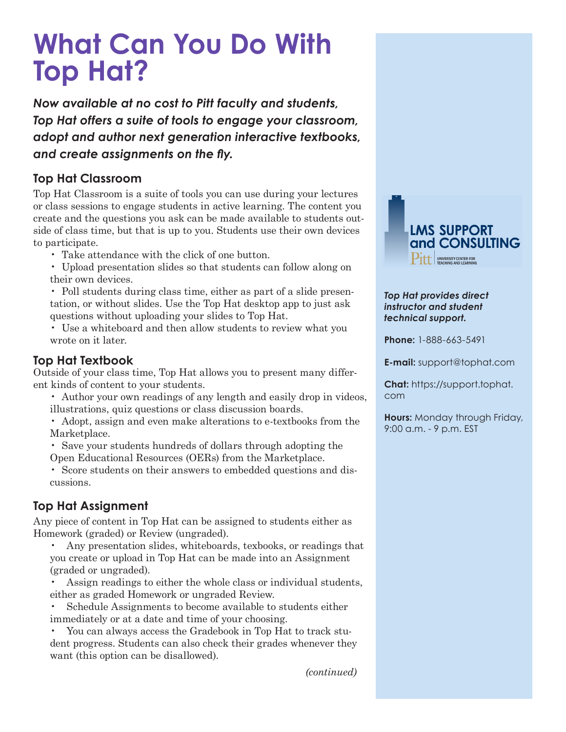# What Can You Do With Top Hat?

***Now available at no cost to Pitt faculty and students, Top Hat offers a suite of tools to engage your classroom, adopt and author next generation interactive textbooks, and create assignments on the fly.***

## Top Hat Classroom

Top Hat Classroom is a suite of tools you can use during your lectures or class sessions to engage students in active learning. The content you create and the questions you ask can be made available to students outside of class time, but that is up to you. Students use their own devices to participate.

- Take attendance with the click of one button.
- Upload presentation slides so that students can follow along on their own devices.
- Poll students during class time, either as part of a slide presentation, or without slides. Use the Top Hat desktop app to just ask questions without uploading your slides to Top Hat.
- Use a whiteboard and then allow students to review what you wrote on it later.

## Top Hat Textbook

Outside of your class time, Top Hat allows you to present many different kinds of content to your students.

- Author your own readings of any length and easily drop in videos, illustrations, quiz questions or class discussion boards.
- Adopt, assign and even make alterations to e-textbooks from the Marketplace.
- Save your students hundreds of dollars through adopting the Open Educational Resources (OERs) from the Marketplace.
- Score students on their answers to embedded questions and discussions.

## Top Hat Assignment

Any piece of content in Top Hat can be assigned to students either as Homework (graded) or Review (ungraded).

- Any presentation slides, whiteboards, texbooks, or readings that you create or upload in Top Hat can be made into an Assignment (graded or ungraded).
- Assign readings to either the whole class or individual students, either as graded Homework or ungraded Review.
- Schedule Assignments to become available to students either immediately or at a date and time of your choosing.
- You can always access the Gradebook in Top Hat to track student progress. Students can also check their grades whenever they want (this option can be disallowed).

*(continued)*

**LMS SUPPORT and CONSULTING**

Pitt | UNIVERSITY CENTER FOR TEACHING AND LEARNING

***Top Hat provides direct instructor and student technical support.***

**Phone:** 1-888-663-5491

**E-mail:** support@tophat.com

**Chat:** https://support.tophat.com

**Hours:** Monday through Friday, 9:00 a.m. - 9 p.m. EST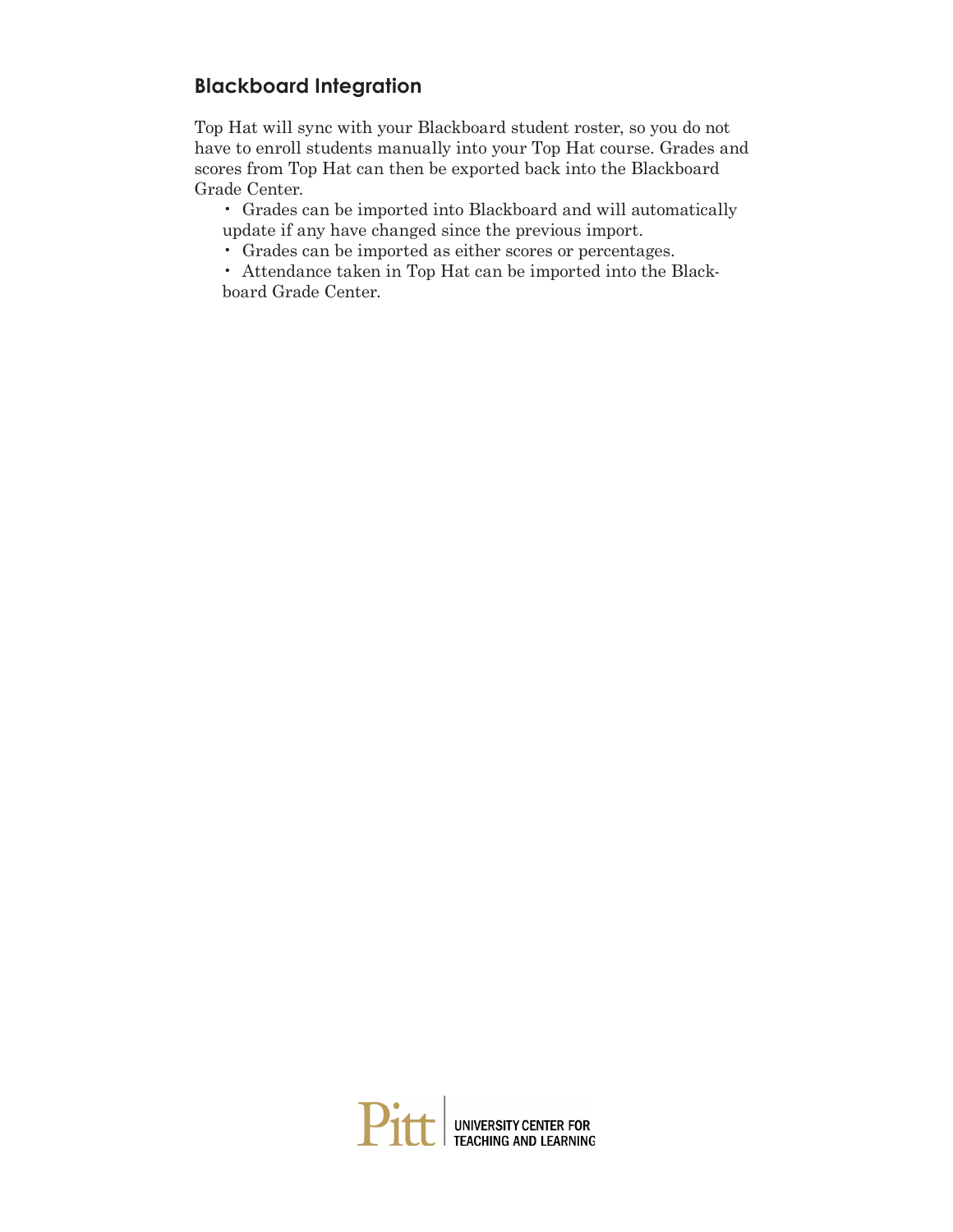## Blackboard Integration

Top Hat will sync with your Blackboard student roster, so you do not have to enroll students manually into your Top Hat course. Grades and scores from Top Hat can then be exported back into the Blackboard Grade Center.

- Grades can be imported into Blackboard and will automatically update if any have changed since the previous import.
- Grades can be imported as either scores or percentages.
- Attendance taken in Top Hat can be imported into the Blackboard Grade Center.